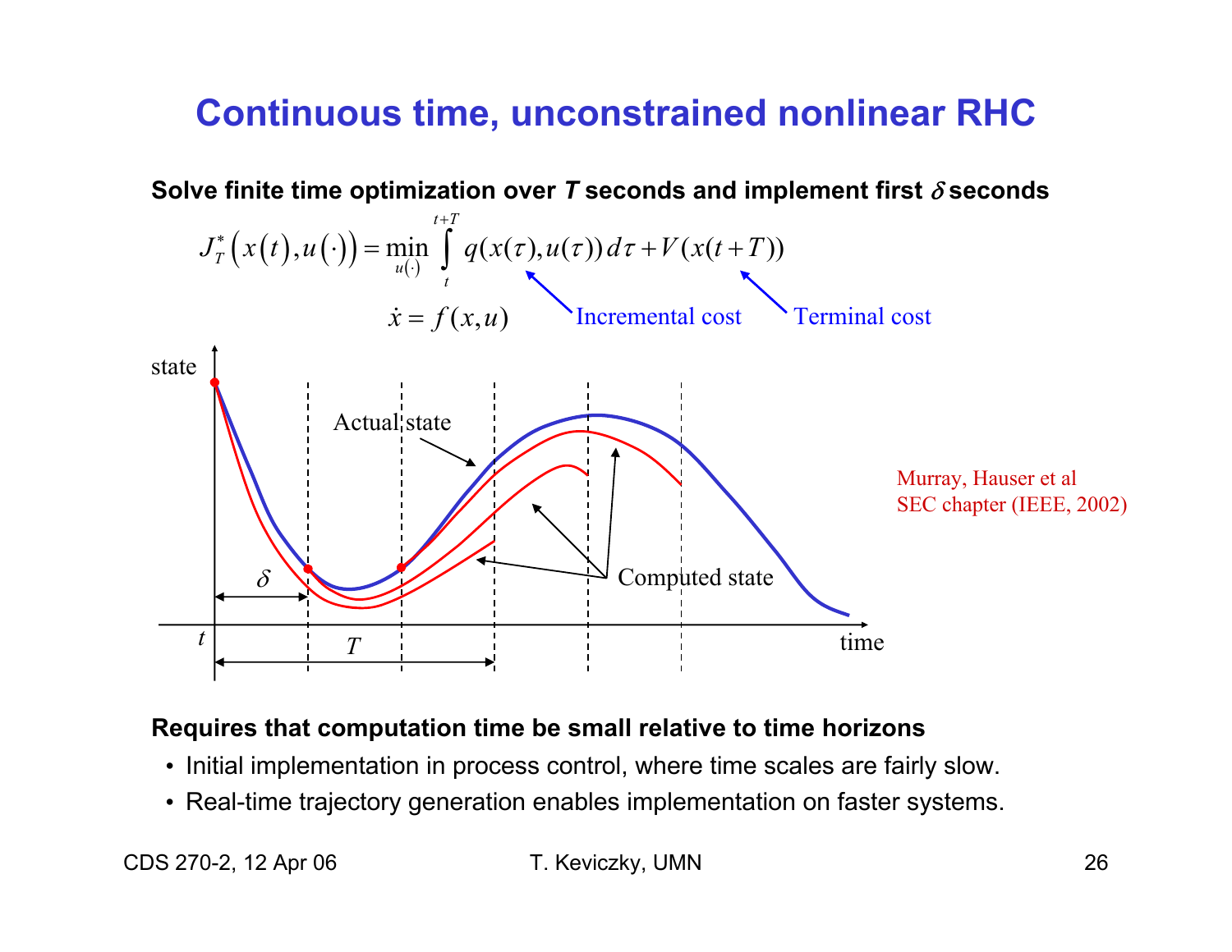# Continuous time, unconstrained nonlinear RHC

**Solve finite time optimization over *T* seconds and implement first $\delta$ seconds**

$$J_T^*\left(x(t), u(\cdot)\right) = \min_{u(\cdot)} \int_t^{t+T} q(x(\tau), u(\tau))\, d\tau + V(x(t+T))$$

$$\dot{x} = f(x, u)$$

Incremental cost — Terminal cost

Actual state

Computed state

state

time

$t$

$\delta$

$T$

Murray, Hauser et al
SEC chapter (IEEE, 2002)

**Requires that computation time be small relative to time horizons**

- Initial implementation in process control, where time scales are fairly slow.
- Real-time trajectory generation enables implementation on faster systems.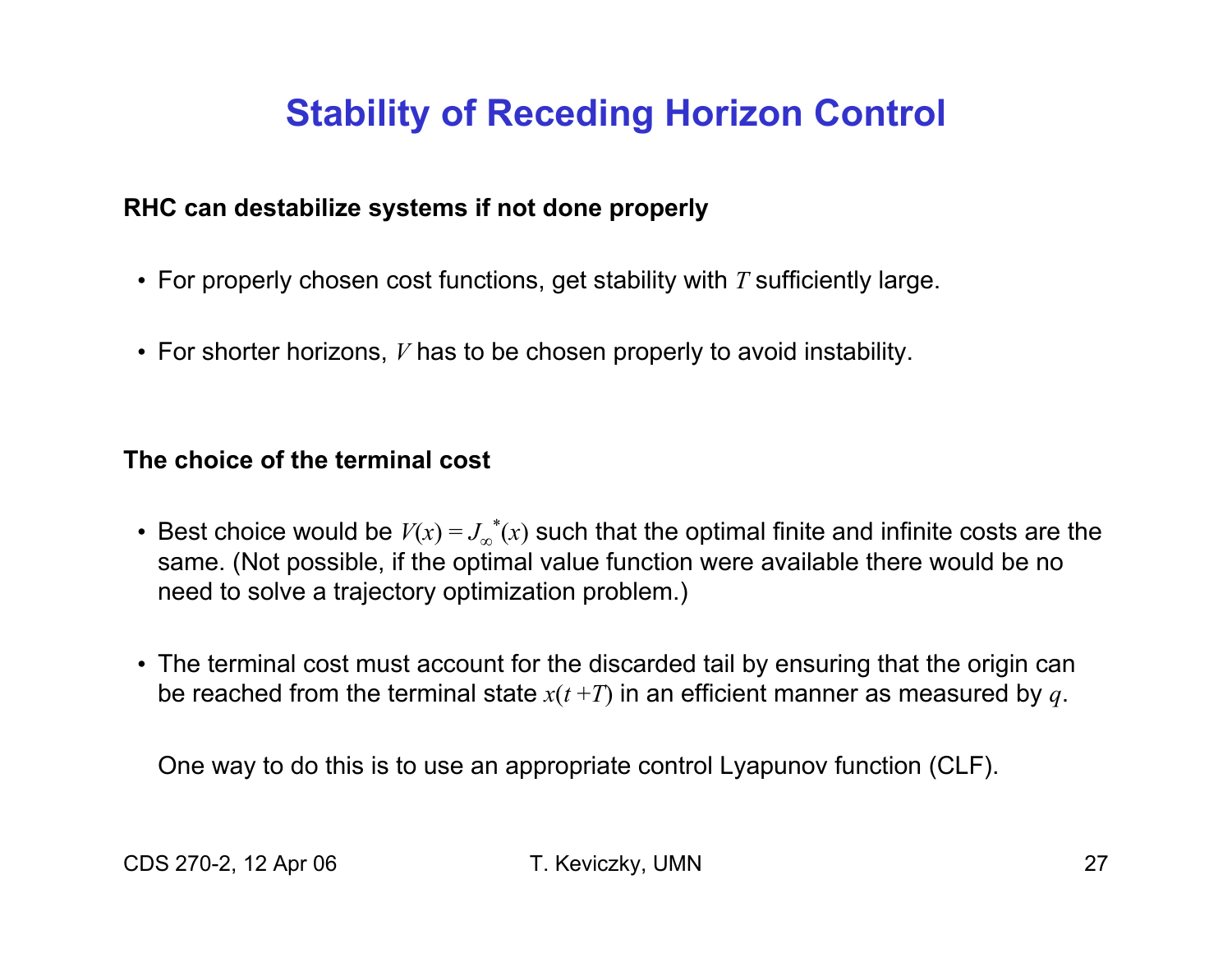# Stability of Receding Horizon Control

**RHC can destabilize systems if not done properly**

- For properly chosen cost functions, get stability with $T$ sufficiently large.
- For shorter horizons, $V$ has to be chosen properly to avoid instability.

**The choice of the terminal cost**

- Best choice would be $V(x) = J_\infty^*(x)$ such that the optimal finite and infinite costs are the same. (Not possible, if the optimal value function were available there would be no need to solve a trajectory optimization problem.)
- The terminal cost must account for the discarded tail by ensuring that the origin can be reached from the terminal state $x(t+T)$ in an efficient manner as measured by $q$.

  One way to do this is to use an appropriate control Lyapunov function (CLF).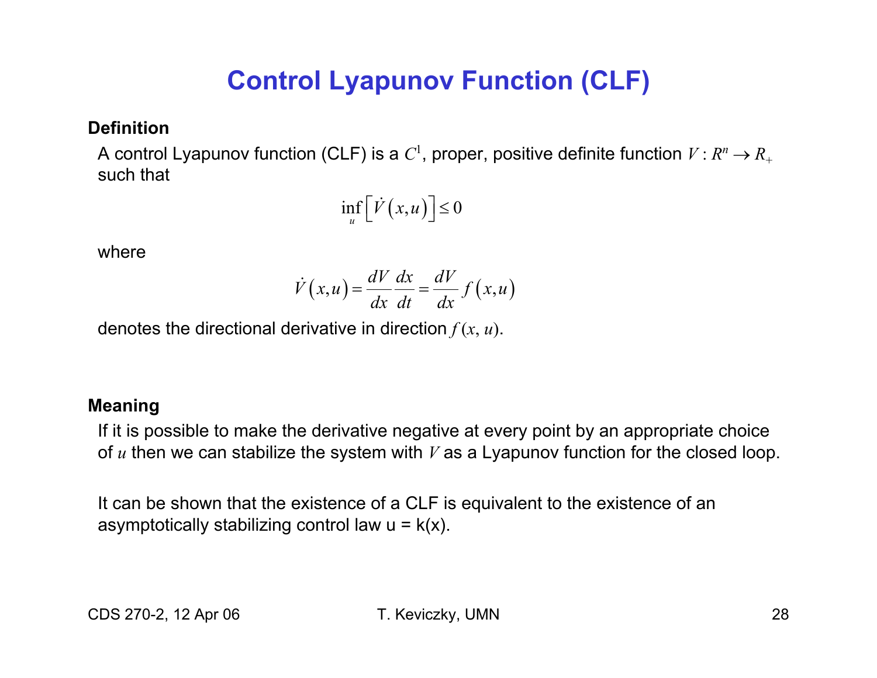# Control Lyapunov Function (CLF)

**Definition**

A control Lyapunov function (CLF) is a $C^1$, proper, positive definite function $V : R^n \to R_+$ such that

$$\inf_u \left[ \dot{V}(x,u) \right] \leq 0$$

where

$$\dot{V}(x,u) = \frac{dV}{dx}\frac{dx}{dt} = \frac{dV}{dx} f(x,u)$$

denotes the directional derivative in direction $f(x, u)$.

**Meaning**

If it is possible to make the derivative negative at every point by an appropriate choice of $u$ then we can stabilize the system with $V$ as a Lyapunov function for the closed loop.

It can be shown that the existence of a CLF is equivalent to the existence of an asymptotically stabilizing control law u = k(x).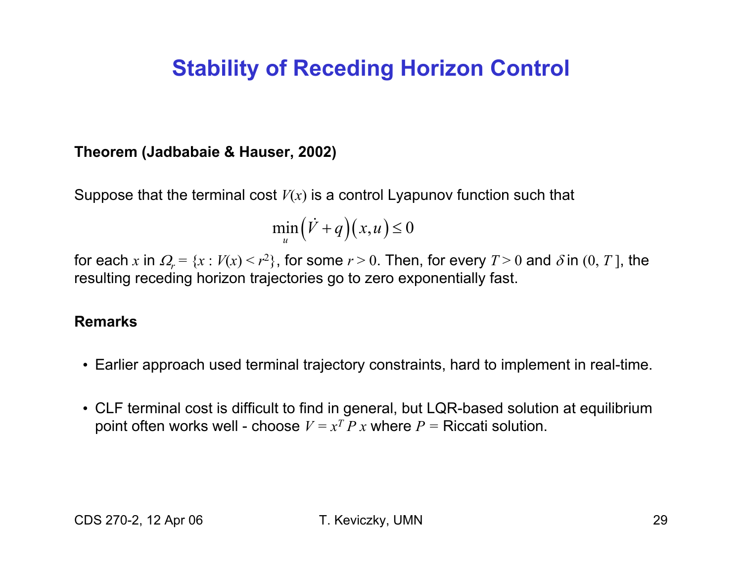# Stability of Receding Horizon Control

**Theorem (Jadbabaie & Hauser, 2002)**

Suppose that the terminal cost $V(x)$ is a control Lyapunov function such that

$$\min_u \left(\dot{V} + q\right)\left(x, u\right) \leq 0$$

for each $x$ in $\Omega_r = \{x : V(x) < r^2\}$, for some $r > 0$. Then, for every $T > 0$ and $\delta$ in $(0, T\,]$, the resulting receding horizon trajectories go to zero exponentially fast.

**Remarks**

- Earlier approach used terminal trajectory constraints, hard to implement in real-time.
- CLF terminal cost is difficult to find in general, but LQR-based solution at equilibrium point often works well - choose $V = x^T P\, x$ where $P$ = Riccati solution.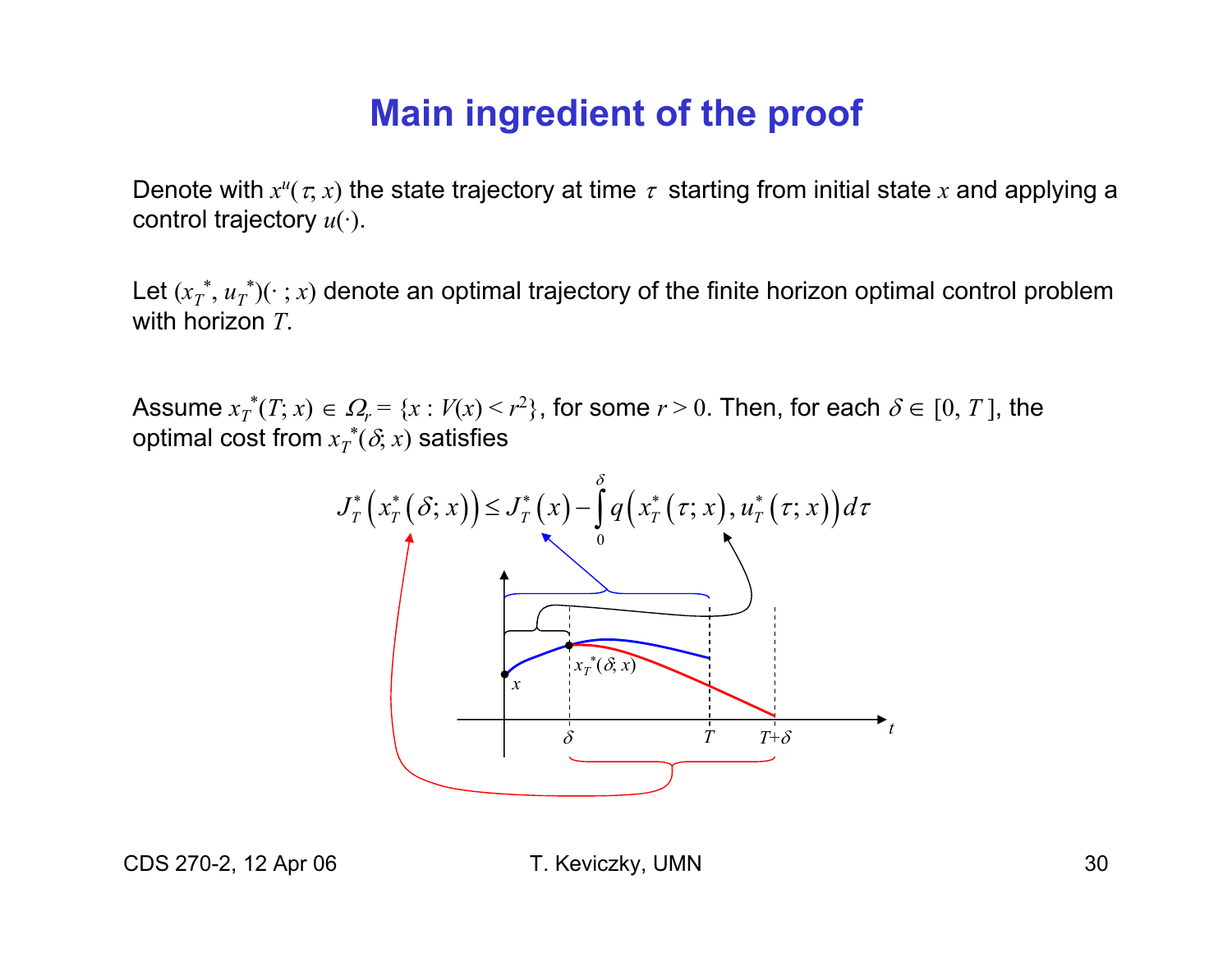# Main ingredient of the proof

Denote with $x^u(\tau; x)$ the state trajectory at time $\tau$ starting from initial state $x$ and applying a control trajectory $u(\cdot)$.

Let $(x_T^*, u_T^*)(\cdot\,; x)$ denote an optimal trajectory of the finite horizon optimal control problem with horizon $T$.

Assume $x_T^*(T; x) \in \Omega_r = \{x : V(x) < r^2\}$, for some $r > 0$. Then, for each $\delta \in [0, T]$, the optimal cost from $x_T^*(\delta; x)$ satisfies

$$J_T^*\left(x_T^*\left(\delta; x\right)\right) \leq J_T^*\left(x\right) - \int_0^{\delta} q\left(x_T^*\left(\tau; x\right), u_T^*\left(\tau; x\right)\right) d\tau$$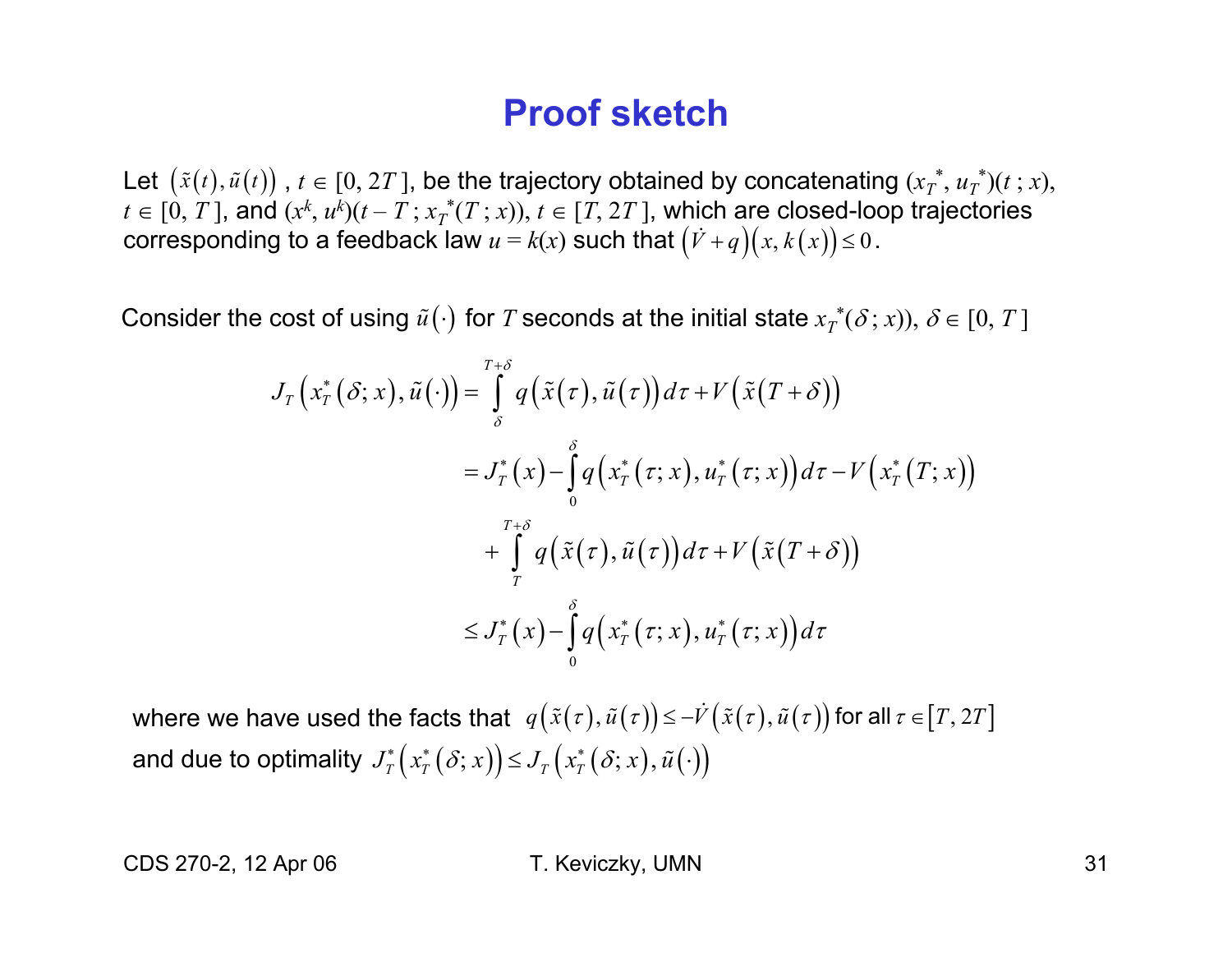# Proof sketch

Let $\left(\tilde{x}(t), \tilde{u}(t)\right)$ , $t \in [0, 2T]$, be the trajectory obtained by concatenating $(x_T^*, u_T^*)(t\,; x)$, $t \in [0, T]$, and $(x^k, u^k)(t - T\,; x_T^*(T\,; x))$, $t \in [T, 2T]$, which are closed-loop trajectories corresponding to a feedback law $u = k(x)$ such that $\left(\dot{V} + q\right)\left(x, k(x)\right) \leq 0$.

Consider the cost of using $\tilde{u}(\cdot)$ for $T$ seconds at the initial state $x_T^*(\delta\,; x)$), $\delta \in [0, T]$

$$
\begin{aligned}
J_T\left(x_T^*(\delta; x), \tilde{u}(\cdot)\right) &= \int_{\delta}^{T+\delta} q\left(\tilde{x}(\tau), \tilde{u}(\tau)\right) d\tau + V\left(\tilde{x}(T+\delta)\right) \\
&= J_T^*(x) - \int_0^{\delta} q\left(x_T^*(\tau; x), u_T^*(\tau; x)\right) d\tau - V\left(x_T^*(T; x)\right) \\
&\quad + \int_T^{T+\delta} q\left(\tilde{x}(\tau), \tilde{u}(\tau)\right) d\tau + V\left(\tilde{x}(T+\delta)\right) \\
&\leq J_T^*(x) - \int_0^{\delta} q\left(x_T^*(\tau; x), u_T^*(\tau; x)\right) d\tau
\end{aligned}
$$

where we have used the facts that $q\left(\tilde{x}(\tau), \tilde{u}(\tau)\right) \leq -\dot{V}\left(\tilde{x}(\tau), \tilde{u}(\tau)\right)$ for all $\tau \in [T, 2T]$ and due to optimality $J_T^*\left(x_T^*(\delta; x)\right) \leq J_T\left(x_T^*(\delta; x), \tilde{u}(\cdot)\right)$